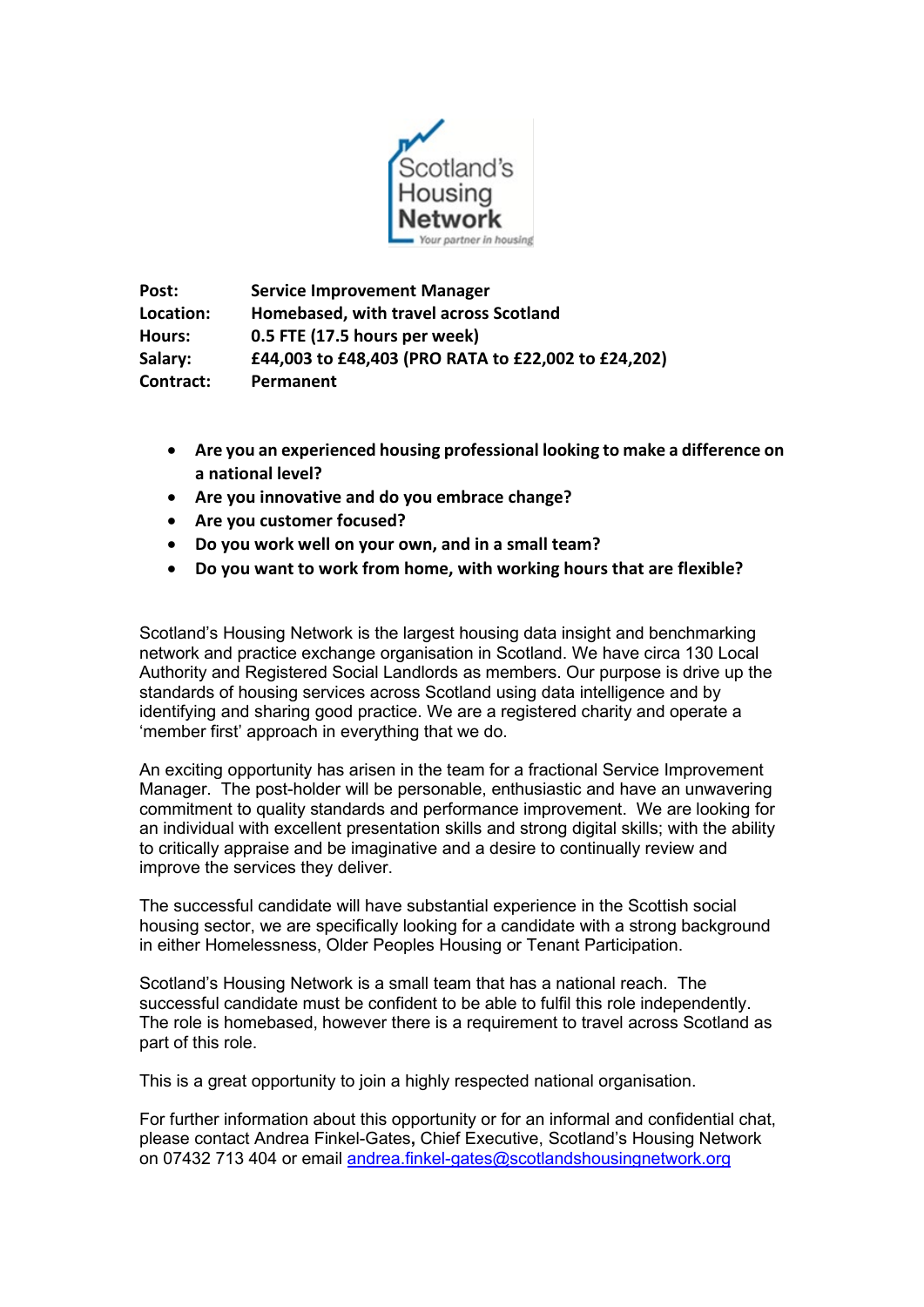Scotland's Housing Network
*Your partner in housing*

| | |
|---|---|
| **Post:** | **Service Improvement Manager** |
| **Location:** | **Homebased, with travel across Scotland** |
| **Hours:** | **0.5 FTE (17.5 hours per week)** |
| **Salary:** | **£44,003 to £48,403 (PRO RATA to £22,002 to £24,202)** |
| **Contract:** | **Permanent** |

- **Are you an experienced housing professional looking to make a difference on a national level?**
- **Are you innovative and do you embrace change?**
- **Are you customer focused?**
- **Do you work well on your own, and in a small team?**
- **Do you want to work from home, with working hours that are flexible?**

Scotland's Housing Network is the largest housing data insight and benchmarking network and practice exchange organisation in Scotland. We have circa 130 Local Authority and Registered Social Landlords as members. Our purpose is drive up the standards of housing services across Scotland using data intelligence and by identifying and sharing good practice. We are a registered charity and operate a 'member first' approach in everything that we do.

An exciting opportunity has arisen in the team for a fractional Service Improvement Manager. The post-holder will be personable, enthusiastic and have an unwavering commitment to quality standards and performance improvement. We are looking for an individual with excellent presentation skills and strong digital skills; with the ability to critically appraise and be imaginative and a desire to continually review and improve the services they deliver.

The successful candidate will have substantial experience in the Scottish social housing sector, we are specifically looking for a candidate with a strong background in either Homelessness, Older Peoples Housing or Tenant Participation.

Scotland's Housing Network is a small team that has a national reach. The successful candidate must be confident to be able to fulfil this role independently. The role is homebased, however there is a requirement to travel across Scotland as part of this role.

This is a great opportunity to join a highly respected national organisation.

For further information about this opportunity or for an informal and confidential chat, please contact Andrea Finkel-Gates**,** Chief Executive, Scotland's Housing Network on 07432 713 404 or email andrea.finkel-gates@scotlandshousingnetwork.org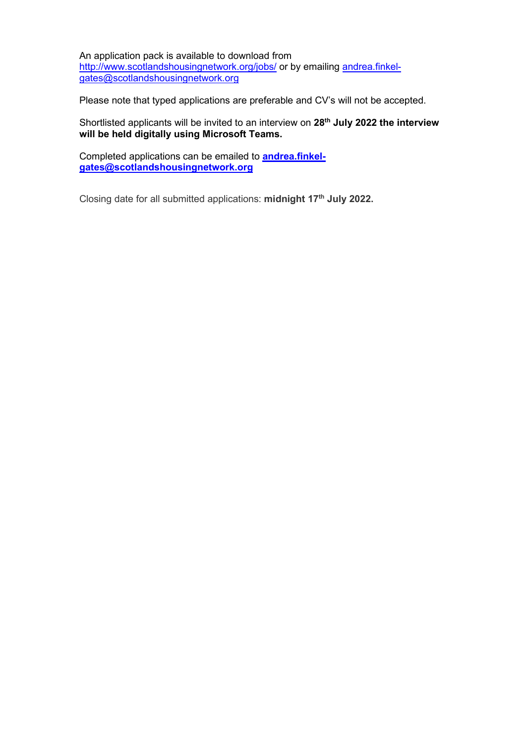An application pack is available to download from http://www.scotlandshousingnetwork.org/jobs/ or by emailing andrea.finkel-gates@scotlandshousingnetwork.org

Please note that typed applications are preferable and CV's will not be accepted.

Shortlisted applicants will be invited to an interview on **28th July 2022 the interview will be held digitally using Microsoft Teams.**

Completed applications can be emailed to **andrea.finkel-gates@scotlandshousingnetwork.org**

Closing date for all submitted applications: **midnight 17th July 2022.**